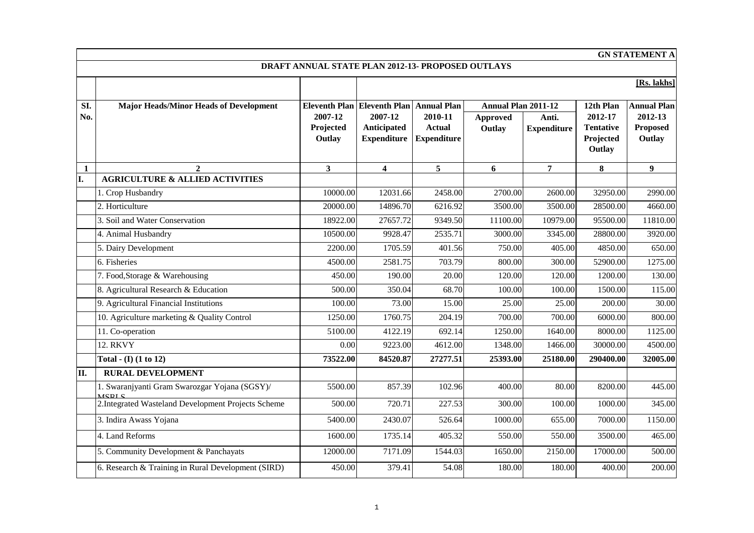**GN STATEMENT A**

**DRAFT ANNUAL STATE PLAN 2012-13- PROPOSED OUTLAYS**

**[Rs. lakhs]**

| Sl. No. | Major Heads/Minor Heads of Development | Eleventh Plan 2007-12 Projected Outlay | Eleventh Plan 2007-12 Anticipated Expenditure | Annual Plan 2010-11 Actual Expenditure | Annual Plan 2011-12 | | 12th Plan 2012-17 Tentative Projected Outlay | Annual Plan 2012-13 Proposed Outlay |
|---|---|---|---|---|---|---|---|---|
| | | | | | Approved Outlay | Anti. Expenditure | | |
| 1 | 2 | 3 | 4 | 5 | 6 | 7 | 8 | 9 |
| **I.** | **AGRICULTURE & ALLIED ACTIVITIES** | | | | | | | |
| | 1. Crop Husbandry | 10000.00 | 12031.66 | 2458.00 | 2700.00 | 2600.00 | 32950.00 | 2990.00 |
| | 2. Horticulture | 20000.00 | 14896.70 | 6216.92 | 3500.00 | 3500.00 | 28500.00 | 4660.00 |
| | 3. Soil and Water Conservation | 18922.00 | 27657.72 | 9349.50 | 11100.00 | 10979.00 | 95500.00 | 11810.00 |
| | 4. Animal Husbandry | 10500.00 | 9928.47 | 2535.71 | 3000.00 | 3345.00 | 28800.00 | 3920.00 |
| | 5. Dairy Development | 2200.00 | 1705.59 | 401.56 | 750.00 | 405.00 | 4850.00 | 650.00 |
| | 6. Fisheries | 4500.00 | 2581.75 | 703.79 | 800.00 | 300.00 | 52900.00 | 1275.00 |
| | 7. Food,Storage & Warehousing | 450.00 | 190.00 | 20.00 | 120.00 | 120.00 | 1200.00 | 130.00 |
| | 8. Agricultural Research & Education | 500.00 | 350.04 | 68.70 | 100.00 | 100.00 | 1500.00 | 115.00 |
| | 9. Agricultural Financial Institutions | 100.00 | 73.00 | 15.00 | 25.00 | 25.00 | 200.00 | 30.00 |
| | 10. Agriculture marketing & Quality Control | 1250.00 | 1760.75 | 204.19 | 700.00 | 700.00 | 6000.00 | 800.00 |
| | 11. Co-operation | 5100.00 | 4122.19 | 692.14 | 1250.00 | 1640.00 | 8000.00 | 1125.00 |
| | 12. RKVY | 0.00 | 9223.00 | 4612.00 | 1348.00 | 1466.00 | 30000.00 | 4500.00 |
| | **Total - (I) (1 to 12)** | **73522.00** | **84520.87** | **27277.51** | **25393.00** | **25180.00** | **290400.00** | **32005.00** |
| **II.** | **RURAL DEVELOPMENT** | | | | | | | |
| | 1. Swaranjyanti Gram Swarozgar Yojana (SGSY)/ MSRLS | 5500.00 | 857.39 | 102.96 | 400.00 | 80.00 | 8200.00 | 445.00 |
| | 2.Integrated Wasteland Development Projects Scheme | 500.00 | 720.71 | 227.53 | 300.00 | 100.00 | 1000.00 | 345.00 |
| | 3. Indira Awass Yojana | 5400.00 | 2430.07 | 526.64 | 1000.00 | 655.00 | 7000.00 | 1150.00 |
| | 4. Land Reforms | 1600.00 | 1735.14 | 405.32 | 550.00 | 550.00 | 3500.00 | 465.00 |
| | 5. Community Development & Panchayats | 12000.00 | 7171.09 | 1544.03 | 1650.00 | 2150.00 | 17000.00 | 500.00 |
| | 6. Research & Training in Rural Development (SIRD) | 450.00 | 379.41 | 54.08 | 180.00 | 180.00 | 400.00 | 200.00 |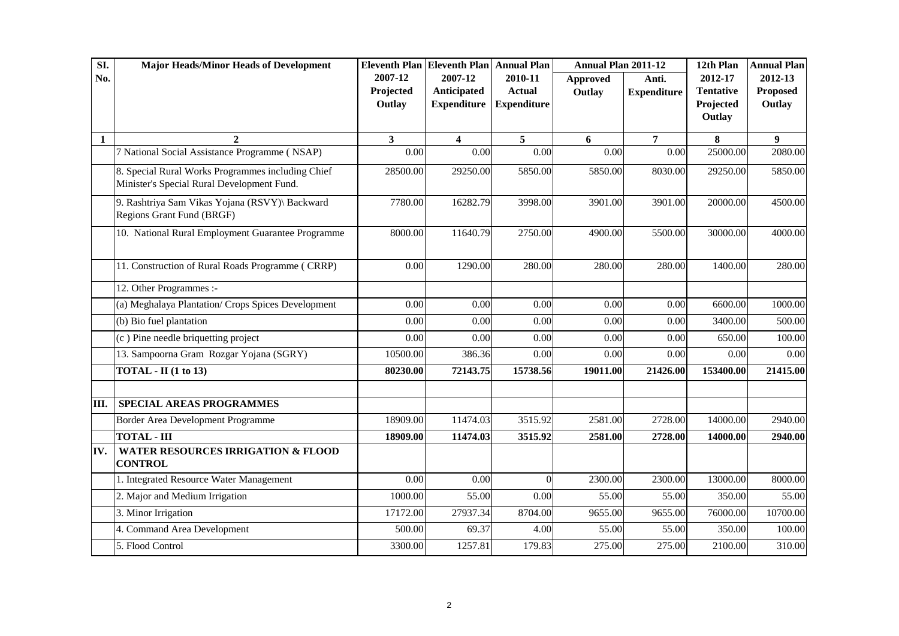| Sl. No. | Major Heads/Minor Heads of Development | Eleventh Plan 2007-12 Projected Outlay | Eleventh Plan 2007-12 Anticipated Expenditure | Annual Plan 2010-11 Actual Expenditure | Annual Plan 2011-12 | | 12th Plan 2012-17 Tentative Projected Outlay | Annual Plan 2012-13 Proposed Outlay |
|---|---|---|---|---|---|---|---|---|
| | | | | | Approved Outlay | Anti. Expenditure | | |
| 1 | 2 | 3 | 4 | 5 | 6 | 7 | 8 | 9 |
| | 7 National Social Assistance Programme ( NSAP) | 0.00 | 0.00 | 0.00 | 0.00 | 0.00 | 25000.00 | 2080.00 |
| | 8. Special Rural Works Programmes including Chief Minister's Special Rural Development Fund. | 28500.00 | 29250.00 | 5850.00 | 5850.00 | 8030.00 | 29250.00 | 5850.00 |
| | 9. Rashtriya Sam Vikas Yojana (RSVY)\ Backward Regions Grant Fund (BRGF) | 7780.00 | 16282.79 | 3998.00 | 3901.00 | 3901.00 | 20000.00 | 4500.00 |
| | 10. National Rural Employment Guarantee Programme | 8000.00 | 11640.79 | 2750.00 | 4900.00 | 5500.00 | 30000.00 | 4000.00 |
| | 11. Construction of Rural Roads Programme ( CRRP) | 0.00 | 1290.00 | 280.00 | 280.00 | 280.00 | 1400.00 | 280.00 |
| | 12. Other Programmes :- | | | | | | | |
| | (a) Meghalaya Plantation/ Crops Spices Development | 0.00 | 0.00 | 0.00 | 0.00 | 0.00 | 6600.00 | 1000.00 |
| | (b) Bio fuel plantation | 0.00 | 0.00 | 0.00 | 0.00 | 0.00 | 3400.00 | 500.00 |
| | (c ) Pine needle briquetting project | 0.00 | 0.00 | 0.00 | 0.00 | 0.00 | 650.00 | 100.00 |
| | 13. Sampoorna Gram Rozgar Yojana (SGRY) | 10500.00 | 386.36 | 0.00 | 0.00 | 0.00 | 0.00 | 0.00 |
| | **TOTAL - II (1 to 13)** | **80230.00** | **72143.75** | **15738.56** | **19011.00** | **21426.00** | **153400.00** | **21415.00** |
| | | | | | | | | |
| **III.** | **SPECIAL AREAS PROGRAMMES** | | | | | | | |
| | Border Area Development Programme | 18909.00 | 11474.03 | 3515.92 | 2581.00 | 2728.00 | 14000.00 | 2940.00 |
| | **TOTAL - III** | **18909.00** | **11474.03** | **3515.92** | **2581.00** | **2728.00** | **14000.00** | **2940.00** |
| **IV.** | **WATER RESOURCES IRRIGATION & FLOOD CONTROL** | | | | | | | |
| | 1. Integrated Resource Water Management | 0.00 | 0.00 | 0 | 2300.00 | 2300.00 | 13000.00 | 8000.00 |
| | 2. Major and Medium Irrigation | 1000.00 | 55.00 | 0.00 | 55.00 | 55.00 | 350.00 | 55.00 |
| | 3. Minor Irrigation | 17172.00 | 27937.34 | 8704.00 | 9655.00 | 9655.00 | 76000.00 | 10700.00 |
| | 4. Command Area Development | 500.00 | 69.37 | 4.00 | 55.00 | 55.00 | 350.00 | 100.00 |
| | 5. Flood Control | 3300.00 | 1257.81 | 179.83 | 275.00 | 275.00 | 2100.00 | 310.00 |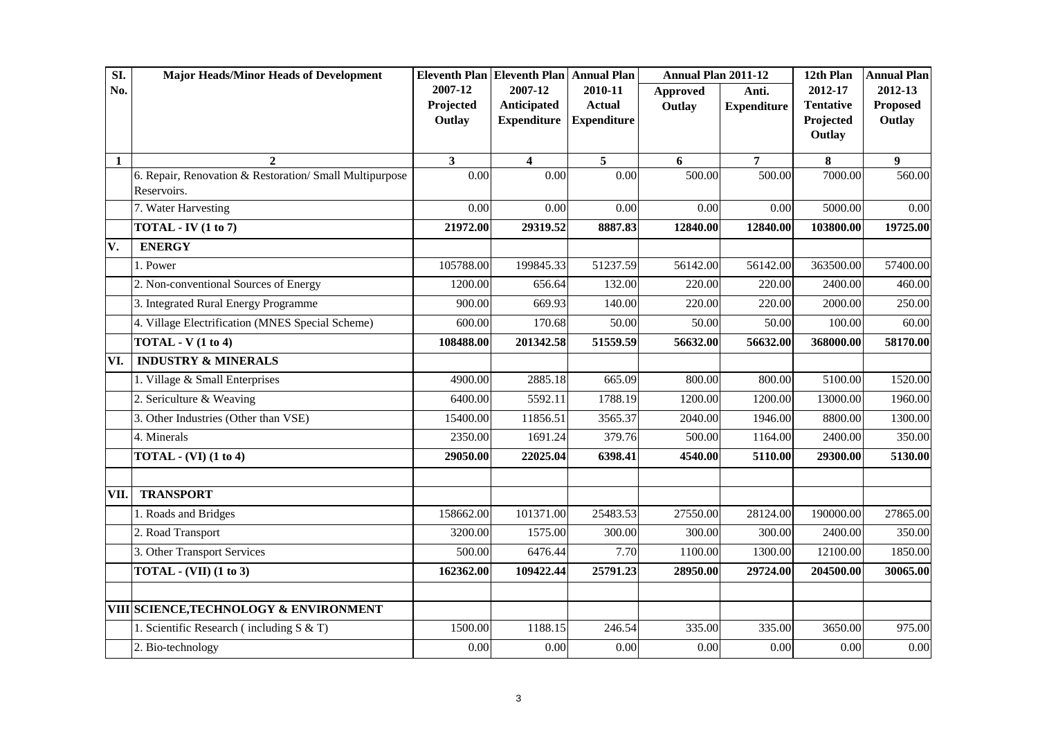| Sl. No. | Major Heads/Minor Heads of Development | Eleventh Plan 2007-12 Projected Outlay | Eleventh Plan 2007-12 Anticipated Expenditure | Annual Plan 2010-11 Actual Expenditure | Annual Plan 2011-12 | | 12th Plan 2012-17 Tentative Projected Outlay | Annual Plan 2012-13 Proposed Outlay |
|---|---|---|---|---|---|---|---|---|
| | | | | | Approved Outlay | Anti. Expenditure | | |
| 1 | 2 | 3 | 4 | 5 | 6 | 7 | 8 | 9 |
| | 6. Repair, Renovation & Restoration/ Small Multipurpose Reservoirs. | 0.00 | 0.00 | 0.00 | 500.00 | 500.00 | 7000.00 | 560.00 |
| | 7. Water Harvesting | 0.00 | 0.00 | 0.00 | 0.00 | 0.00 | 5000.00 | 0.00 |
| | **TOTAL - IV (1 to 7)** | **21972.00** | **29319.52** | **8887.83** | **12840.00** | **12840.00** | **103800.00** | **19725.00** |
| **V.** | **ENERGY** | | | | | | | |
| | 1. Power | 105788.00 | 199845.33 | 51237.59 | 56142.00 | 56142.00 | 363500.00 | 57400.00 |
| | 2. Non-conventional Sources of Energy | 1200.00 | 656.64 | 132.00 | 220.00 | 220.00 | 2400.00 | 460.00 |
| | 3. Integrated Rural Energy Programme | 900.00 | 669.93 | 140.00 | 220.00 | 220.00 | 2000.00 | 250.00 |
| | 4. Village Electrification (MNES Special Scheme) | 600.00 | 170.68 | 50.00 | 50.00 | 50.00 | 100.00 | 60.00 |
| | **TOTAL - V (1 to 4)** | **108488.00** | **201342.58** | **51559.59** | **56632.00** | **56632.00** | **368000.00** | **58170.00** |
| **VI.** | **INDUSTRY & MINERALS** | | | | | | | |
| | 1. Village & Small Enterprises | 4900.00 | 2885.18 | 665.09 | 800.00 | 800.00 | 5100.00 | 1520.00 |
| | 2. Sericulture & Weaving | 6400.00 | 5592.11 | 1788.19 | 1200.00 | 1200.00 | 13000.00 | 1960.00 |
| | 3. Other Industries (Other than VSE) | 15400.00 | 11856.51 | 3565.37 | 2040.00 | 1946.00 | 8800.00 | 1300.00 |
| | 4. Minerals | 2350.00 | 1691.24 | 379.76 | 500.00 | 1164.00 | 2400.00 | 350.00 |
| | **TOTAL - (VI) (1 to 4)** | **29050.00** | **22025.04** | **6398.41** | **4540.00** | **5110.00** | **29300.00** | **5130.00** |
| | | | | | | | | |
| **VII.** | **TRANSPORT** | | | | | | | |
| | 1. Roads and Bridges | 158662.00 | 101371.00 | 25483.53 | 27550.00 | 28124.00 | 190000.00 | 27865.00 |
| | 2. Road Transport | 3200.00 | 1575.00 | 300.00 | 300.00 | 300.00 | 2400.00 | 350.00 |
| | 3. Other Transport Services | 500.00 | 6476.44 | 7.70 | 1100.00 | 1300.00 | 12100.00 | 1850.00 |
| | **TOTAL - (VII) (1 to 3)** | **162362.00** | **109422.44** | **25791.23** | **28950.00** | **29724.00** | **204500.00** | **30065.00** |
| | | | | | | | | |
| **VIII** | **SCIENCE,TECHNOLOGY & ENVIRONMENT** | | | | | | | |
| | 1. Scientific Research ( including S & T) | 1500.00 | 1188.15 | 246.54 | 335.00 | 335.00 | 3650.00 | 975.00 |
| | 2. Bio-technology | 0.00 | 0.00 | 0.00 | 0.00 | 0.00 | 0.00 | 0.00 |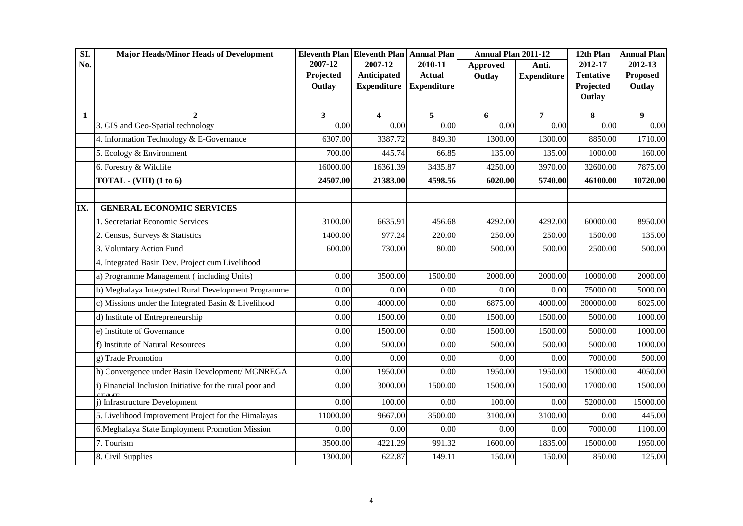| Sl. No. | Major Heads/Minor Heads of Development | Eleventh Plan 2007-12 Projected Outlay | Eleventh Plan 2007-12 Anticipated Expenditure | Annual Plan 2010-11 Actual Expenditure | Annual Plan 2011-12 | | 12th Plan 2012-17 Tentative Projected Outlay | Annual Plan 2012-13 Proposed Outlay |
|---|---|---|---|---|---|---|---|---|
| | | | | | Approved Outlay | Anti. Expenditure | | |
| 1 | 2 | 3 | 4 | 5 | 6 | 7 | 8 | 9 |
| | 3. GIS and Geo-Spatial technology | 0.00 | 0.00 | 0.00 | 0.00 | 0.00 | 0.00 | 0.00 |
| | 4. Information Technology & E-Governance | 6307.00 | 3387.72 | 849.30 | 1300.00 | 1300.00 | 8850.00 | 1710.00 |
| | 5. Ecology & Environment | 700.00 | 445.74 | 66.85 | 135.00 | 135.00 | 1000.00 | 160.00 |
| | 6. Forestry & Wildlife | 16000.00 | 16361.39 | 3435.87 | 4250.00 | 3970.00 | 32600.00 | 7875.00 |
| | **TOTAL - (VIII) (1 to 6)** | **24507.00** | **21383.00** | **4598.56** | **6020.00** | **5740.00** | **46100.00** | **10720.00** |
| | | | | | | | | |
| **IX.** | **GENERAL ECONOMIC SERVICES** | | | | | | | |
| | 1. Secretariat Economic Services | 3100.00 | 6635.91 | 456.68 | 4292.00 | 4292.00 | 60000.00 | 8950.00 |
| | 2. Census, Surveys & Statistics | 1400.00 | 977.24 | 220.00 | 250.00 | 250.00 | 1500.00 | 135.00 |
| | 3. Voluntary Action Fund | 600.00 | 730.00 | 80.00 | 500.00 | 500.00 | 2500.00 | 500.00 |
| | 4. Integrated Basin Dev. Project cum Livelihood | | | | | | | |
| | a) Programme Management ( including Units) | 0.00 | 3500.00 | 1500.00 | 2000.00 | 2000.00 | 10000.00 | 2000.00 |
| | b) Meghalaya Integrated Rural Development Programme | 0.00 | 0.00 | 0.00 | 0.00 | 0.00 | 75000.00 | 5000.00 |
| | c) Missions under the Integrated Basin & Livelihood | 0.00 | 4000.00 | 0.00 | 6875.00 | 4000.00 | 300000.00 | 6025.00 |
| | d) Institute of Entrepreneurship | 0.00 | 1500.00 | 0.00 | 1500.00 | 1500.00 | 5000.00 | 1000.00 |
| | e) Institute of Governance | 0.00 | 1500.00 | 0.00 | 1500.00 | 1500.00 | 5000.00 | 1000.00 |
| | f) Institute of Natural Resources | 0.00 | 500.00 | 0.00 | 500.00 | 500.00 | 5000.00 | 1000.00 |
| | g) Trade Promotion | 0.00 | 0.00 | 0.00 | 0.00 | 0.00 | 7000.00 | 500.00 |
| | h) Convergence under Basin Development/ MGNREGA | 0.00 | 1950.00 | 0.00 | 1950.00 | 1950.00 | 15000.00 | 4050.00 |
| | i) Financial Inclusion Initiative for the rural poor and SE/ME | 0.00 | 3000.00 | 1500.00 | 1500.00 | 1500.00 | 17000.00 | 1500.00 |
| | j) Infrastructure Development | 0.00 | 100.00 | 0.00 | 100.00 | 0.00 | 52000.00 | 15000.00 |
| | 5. Livelihood Improvement Project for the Himalayas | 11000.00 | 9667.00 | 3500.00 | 3100.00 | 3100.00 | 0.00 | 445.00 |
| | 6.Meghalaya State Employment Promotion Mission | 0.00 | 0.00 | 0.00 | 0.00 | 0.00 | 7000.00 | 1100.00 |
| | 7. Tourism | 3500.00 | 4221.29 | 991.32 | 1600.00 | 1835.00 | 15000.00 | 1950.00 |
| | 8. Civil Supplies | 1300.00 | 622.87 | 149.11 | 150.00 | 150.00 | 850.00 | 125.00 |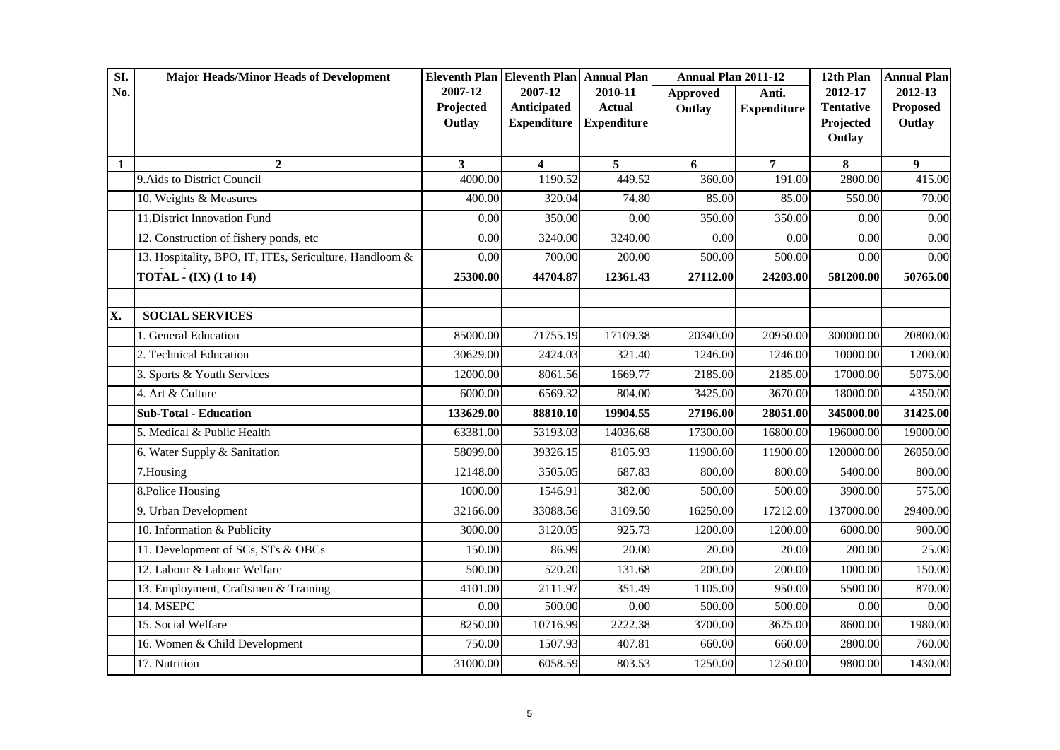| Sl. No. | Major Heads/Minor Heads of Development | Eleventh Plan 2007-12 Projected Outlay | Eleventh Plan 2007-12 Anticipated Expenditure | Annual Plan 2010-11 Actual Expenditure | Annual Plan 2011-12 | | 12th Plan 2012-17 Tentative Projected Outlay | Annual Plan 2012-13 Proposed Outlay |
|---|---|---|---|---|---|---|---|---|
| | | | | | Approved Outlay | Anti. Expenditure | | |
| 1 | 2 | 3 | 4 | 5 | 6 | 7 | 8 | 9 |
| | 9.Aids to District Council | 4000.00 | 1190.52 | 449.52 | 360.00 | 191.00 | 2800.00 | 415.00 |
| | 10. Weights & Measures | 400.00 | 320.04 | 74.80 | 85.00 | 85.00 | 550.00 | 70.00 |
| | 11.District Innovation Fund | 0.00 | 350.00 | 0.00 | 350.00 | 350.00 | 0.00 | 0.00 |
| | 12. Construction of fishery ponds, etc | 0.00 | 3240.00 | 3240.00 | 0.00 | 0.00 | 0.00 | 0.00 |
| | 13. Hospitality, BPO, IT, ITEs, Sericulture, Handloom & | 0.00 | 700.00 | 200.00 | 500.00 | 500.00 | 0.00 | 0.00 |
| | **TOTAL - (IX) (1 to 14)** | **25300.00** | **44704.87** | **12361.43** | **27112.00** | **24203.00** | **581200.00** | **50765.00** |
| | | | | | | | | |
| **X.** | **SOCIAL SERVICES** | | | | | | | |
| | 1. General Education | 85000.00 | 71755.19 | 17109.38 | 20340.00 | 20950.00 | 300000.00 | 20800.00 |
| | 2. Technical Education | 30629.00 | 2424.03 | 321.40 | 1246.00 | 1246.00 | 10000.00 | 1200.00 |
| | 3. Sports & Youth Services | 12000.00 | 8061.56 | 1669.77 | 2185.00 | 2185.00 | 17000.00 | 5075.00 |
| | 4. Art & Culture | 6000.00 | 6569.32 | 804.00 | 3425.00 | 3670.00 | 18000.00 | 4350.00 |
| | **Sub-Total - Education** | **133629.00** | **88810.10** | **19904.55** | **27196.00** | **28051.00** | **345000.00** | **31425.00** |
| | 5. Medical & Public Health | 63381.00 | 53193.03 | 14036.68 | 17300.00 | 16800.00 | 196000.00 | 19000.00 |
| | 6. Water Supply & Sanitation | 58099.00 | 39326.15 | 8105.93 | 11900.00 | 11900.00 | 120000.00 | 26050.00 |
| | 7.Housing | 12148.00 | 3505.05 | 687.83 | 800.00 | 800.00 | 5400.00 | 800.00 |
| | 8.Police Housing | 1000.00 | 1546.91 | 382.00 | 500.00 | 500.00 | 3900.00 | 575.00 |
| | 9. Urban Development | 32166.00 | 33088.56 | 3109.50 | 16250.00 | 17212.00 | 137000.00 | 29400.00 |
| | 10. Information & Publicity | 3000.00 | 3120.05 | 925.73 | 1200.00 | 1200.00 | 6000.00 | 900.00 |
| | 11. Development of SCs, STs & OBCs | 150.00 | 86.99 | 20.00 | 20.00 | 20.00 | 200.00 | 25.00 |
| | 12. Labour & Labour Welfare | 500.00 | 520.20 | 131.68 | 200.00 | 200.00 | 1000.00 | 150.00 |
| | 13. Employment, Craftsmen & Training | 4101.00 | 2111.97 | 351.49 | 1105.00 | 950.00 | 5500.00 | 870.00 |
| | 14. MSEPC | 0.00 | 500.00 | 0.00 | 500.00 | 500.00 | 0.00 | 0.00 |
| | 15. Social Welfare | 8250.00 | 10716.99 | 2222.38 | 3700.00 | 3625.00 | 8600.00 | 1980.00 |
| | 16. Women & Child Development | 750.00 | 1507.93 | 407.81 | 660.00 | 660.00 | 2800.00 | 760.00 |
| | 17. Nutrition | 31000.00 | 6058.59 | 803.53 | 1250.00 | 1250.00 | 9800.00 | 1430.00 |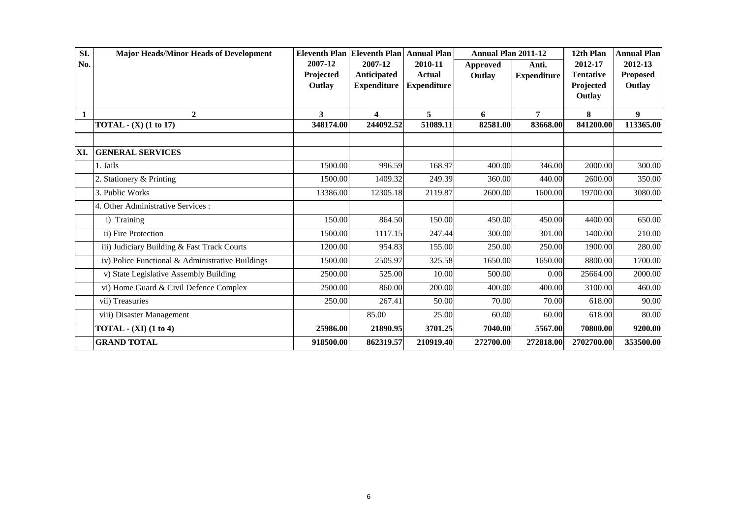| Sl. No. | Major Heads/Minor Heads of Development | Eleventh Plan 2007-12 Projected Outlay | Eleventh Plan 2007-12 Anticipated Expenditure | Annual Plan 2010-11 Actual Expenditure | Annual Plan 2011-12 | | 12th Plan 2012-17 Tentative Projected Outlay | Annual Plan 2012-13 Proposed Outlay |
|---|---|---|---|---|---|---|---|---|
| | | | | | Approved Outlay | Anti. Expenditure | | |
| 1 | 2 | 3 | 4 | 5 | 6 | 7 | 8 | 9 |
| | **TOTAL - (X) (1 to 17)** | **348174.00** | **244092.52** | **51089.11** | **82581.00** | **83668.00** | **841200.00** | **113365.00** |
| | | | | | | | | |
| **XI.** | **GENERAL SERVICES** | | | | | | | |
| | 1. Jails | 1500.00 | 996.59 | 168.97 | 400.00 | 346.00 | 2000.00 | 300.00 |
| | 2. Stationery & Printing | 1500.00 | 1409.32 | 249.39 | 360.00 | 440.00 | 2600.00 | 350.00 |
| | 3. Public Works | 13386.00 | 12305.18 | 2119.87 | 2600.00 | 1600.00 | 19700.00 | 3080.00 |
| | 4. Other Administrative Services : | | | | | | | |
| | i) Training | 150.00 | 864.50 | 150.00 | 450.00 | 450.00 | 4400.00 | 650.00 |
| | ii) Fire Protection | 1500.00 | 1117.15 | 247.44 | 300.00 | 301.00 | 1400.00 | 210.00 |
| | iii) Judiciary Building & Fast Track Courts | 1200.00 | 954.83 | 155.00 | 250.00 | 250.00 | 1900.00 | 280.00 |
| | iv) Police Functional & Administrative Buildings | 1500.00 | 2505.97 | 325.58 | 1650.00 | 1650.00 | 8800.00 | 1700.00 |
| | v) State Legislative Assembly Building | 2500.00 | 525.00 | 10.00 | 500.00 | 0.00 | 25664.00 | 2000.00 |
| | vi) Home Guard & Civil Defence Complex | 2500.00 | 860.00 | 200.00 | 400.00 | 400.00 | 3100.00 | 460.00 |
| | vii) Treasuries | 250.00 | 267.41 | 50.00 | 70.00 | 70.00 | 618.00 | 90.00 |
| | viii) Disaster Management | | 85.00 | 25.00 | 60.00 | 60.00 | 618.00 | 80.00 |
| | **TOTAL - (XI) (1 to 4)** | **25986.00** | **21890.95** | **3701.25** | **7040.00** | **5567.00** | **70800.00** | **9200.00** |
| | **GRAND TOTAL** | **918500.00** | **862319.57** | **210919.40** | **272700.00** | **272818.00** | **2702700.00** | **353500.00** |